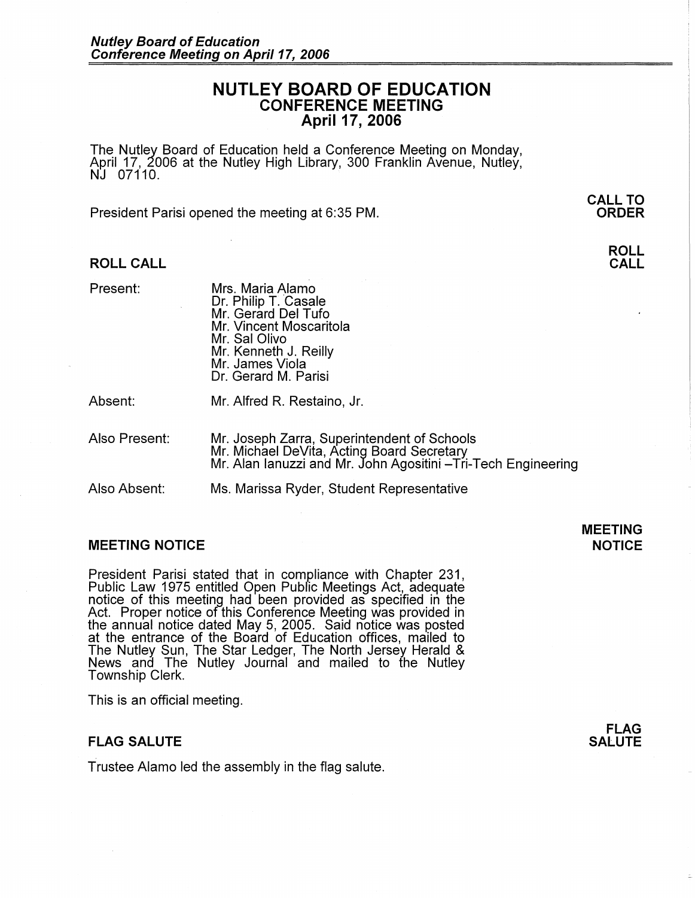# NUTLEY BOARD OF EDUCATION
## CONFERENCE MEETING
## April 17, 2006

The Nutley Board of Education held a Conference Meeting on Monday, April 17, 2006 at the Nutley High Library, 300 Franklin Avenue, Nutley, NJ 07110.

**CALL TO ORDER**

President Parisi opened the meeting at 6:35 PM.

### ROLL CALL

| | |
|---|---|
| Present: | Mrs. Maria Alamo<br>Dr. Philip T. Casale<br>Mr. Gerard Del Tufo<br>Mr. Vincent Moscaritola<br>Mr. Sal Olivo<br>Mr. Kenneth J. Reilly<br>Mr. James Viola<br>Dr. Gerard M. Parisi |
| Absent: | Mr. Alfred R. Restaino, Jr. |
| Also Present: | Mr. Joseph Zarra, Superintendent of Schools<br>Mr. Michael DeVita, Acting Board Secretary<br>Mr. Alan Ianuzzi and Mr. John Agositini –Tri-Tech Engineering |
| Also Absent: | Ms. Marissa Ryder, Student Representative |

### MEETING NOTICE

President Parisi stated that in compliance with Chapter 231, Public Law 1975 entitled Open Public Meetings Act, adequate notice of this meeting had been provided as specified in the Act. Proper notice of this Conference Meeting was provided in the annual notice dated May 5, 2005. Said notice was posted at the entrance of the Board of Education offices, mailed to The Nutley Sun, The Star Ledger, The North Jersey Herald & News and The Nutley Journal and mailed to the Nutley Township Clerk.

This is an official meeting.

### FLAG SALUTE

Trustee Alamo led the assembly in the flag salute.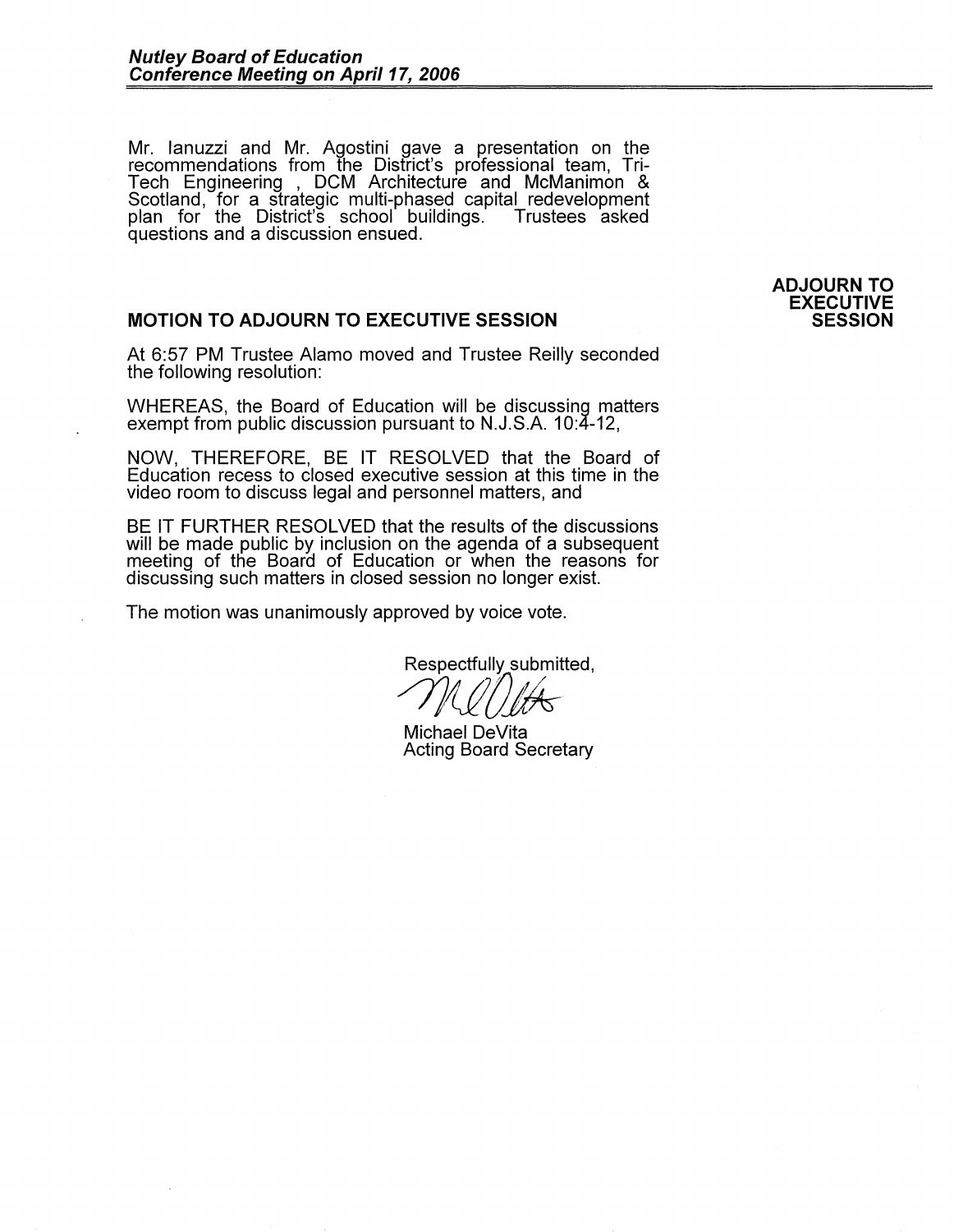Mr. Ianuzzi and Mr. Agostini gave a presentation on the recommendations from the District's professional team, Tri-Tech Engineering , DCM Architecture and McManimon & Scotland, for a strategic multi-phased capital redevelopment plan for the District's school buildings. Trustees asked questions and a discussion ensued.

**ADJOURN TO EXECUTIVE SESSION**

## MOTION TO ADJOURN TO EXECUTIVE SESSION

At 6:57 PM Trustee Alamo moved and Trustee Reilly seconded the following resolution:

WHEREAS, the Board of Education will be discussing matters exempt from public discussion pursuant to N.J.S.A. 10:4-12,

NOW, THEREFORE, BE IT RESOLVED that the Board of Education recess to closed executive session at this time in the video room to discuss legal and personnel matters, and

BE IT FURTHER RESOLVED that the results of the discussions will be made public by inclusion on the agenda of a subsequent meeting of the Board of Education or when the reasons for discussing such matters in closed session no longer exist.

The motion was unanimously approved by voice vote.

Respectfully submitted,

Michael DeVita
Acting Board Secretary